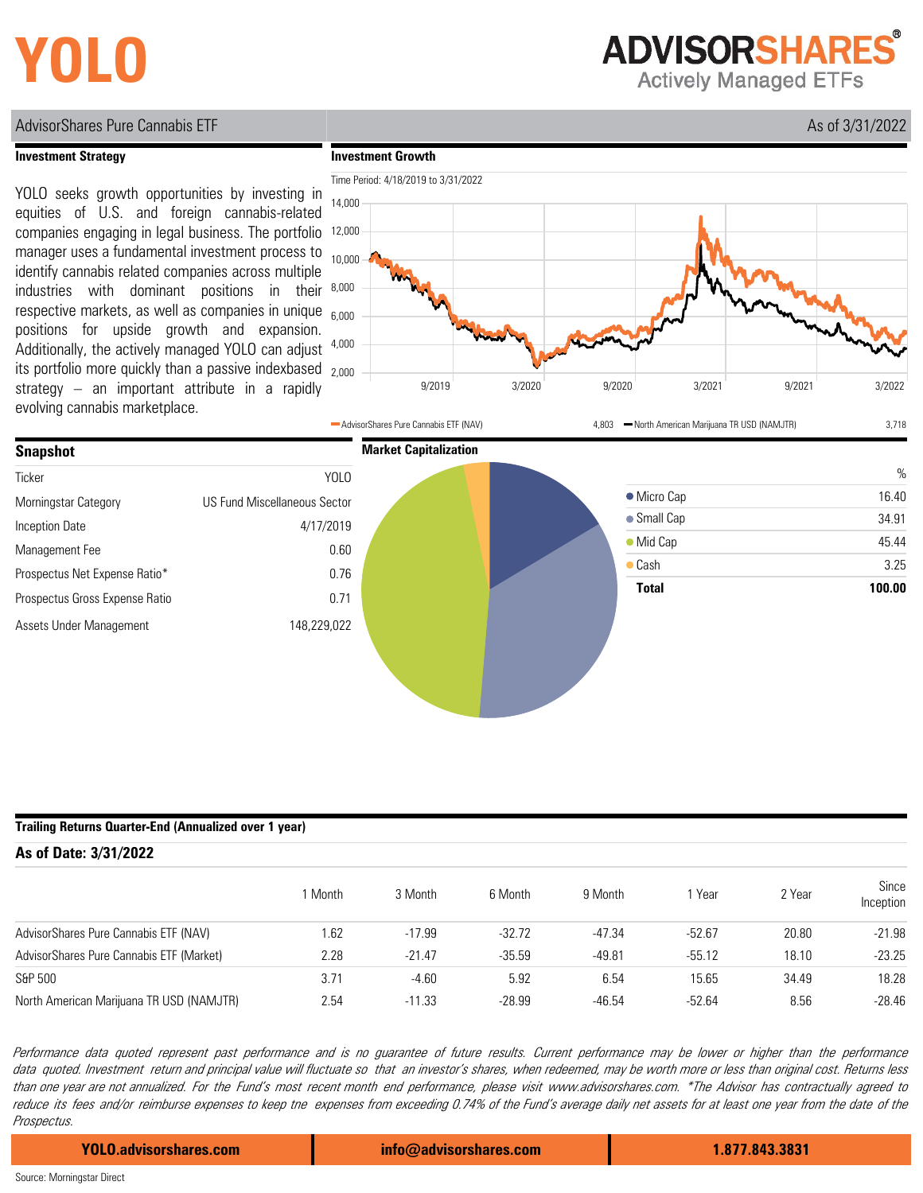# YOLO

**ADVISORSHARES®**
Actively Managed ETFs

AdvisorShares Pure Cannabis ETF — As of 3/31/2022

## Investment Strategy

YOLO seeks growth opportunities by investing in equities of U.S. and foreign cannabis-related companies engaging in legal business. The portfolio manager uses a fundamental investment process to identify cannabis related companies across multiple industries with dominant positions in their respective markets, as well as companies in unique positions for upside growth and expansion. Additionally, the actively managed YOLO can adjust its portfolio more quickly than a passive indexbased strategy – an important attribute in a rapidly evolving cannabis marketplace.

## Investment Growth

Time Period: 4/18/2019 to 3/31/2022

| Series | Value |
|---|---|
| AdvisorShares Pure Cannabis ETF (NAV) | 4,803 |
| North American Marijuana TR USD (NAMJTR) | 3,718 |

## Snapshot

| | |
|---|---|
| Ticker | YOLO |
| Morningstar Category | US Fund Miscellaneous Sector |
| Inception Date | 4/17/2019 |
| Management Fee | 0.60 |
| Prospectus Net Expense Ratio* | 0.76 |
| Prospectus Gross Expense Ratio | 0.71 |
| Assets Under Management | 148,229,022 |

## Market Capitalization

| | % |
|---|---|
| Micro Cap | 16.40 |
| Small Cap | 34.91 |
| Mid Cap | 45.44 |
| Cash | 3.25 |
| **Total** | **100.00** |

## Trailing Returns Quarter-End (Annualized over 1 year)

**As of Date: 3/31/2022**

| | 1 Month | 3 Month | 6 Month | 9 Month | 1 Year | 2 Year | Since Inception |
|---|---|---|---|---|---|---|---|
| AdvisorShares Pure Cannabis ETF (NAV) | 1.62 | -17.99 | -32.72 | -47.34 | -52.67 | 20.80 | -21.98 |
| AdvisorShares Pure Cannabis ETF (Market) | 2.28 | -21.47 | -35.59 | -49.81 | -55.12 | 18.10 | -23.25 |
| S&P 500 | 3.71 | -4.60 | 5.92 | 6.54 | 15.65 | 34.49 | 18.28 |
| North American Marijuana TR USD (NAMJTR) | 2.54 | -11.33 | -28.99 | -46.54 | -52.64 | 8.56 | -28.46 |

*Performance data quoted represent past performance and is no guarantee of future results. Current performance may be lower or higher than the performance data quoted. Investment return and principal value will fluctuate so that an investor's shares, when redeemed, may be worth more or less than original cost. Returns less than one year are not annualized. For the Fund's most recent month end performance, please visit www.advisorshares.com. *The Advisor has contractually agreed to reduce its fees and/or reimburse expenses to keep tne expenses from exceeding 0.74% of the Fund's average daily net assets for at least one year from the date of the Prospectus.*

YOLO.advisorshares.com | info@advisorshares.com | 1.877.843.3831

Source: Morningstar Direct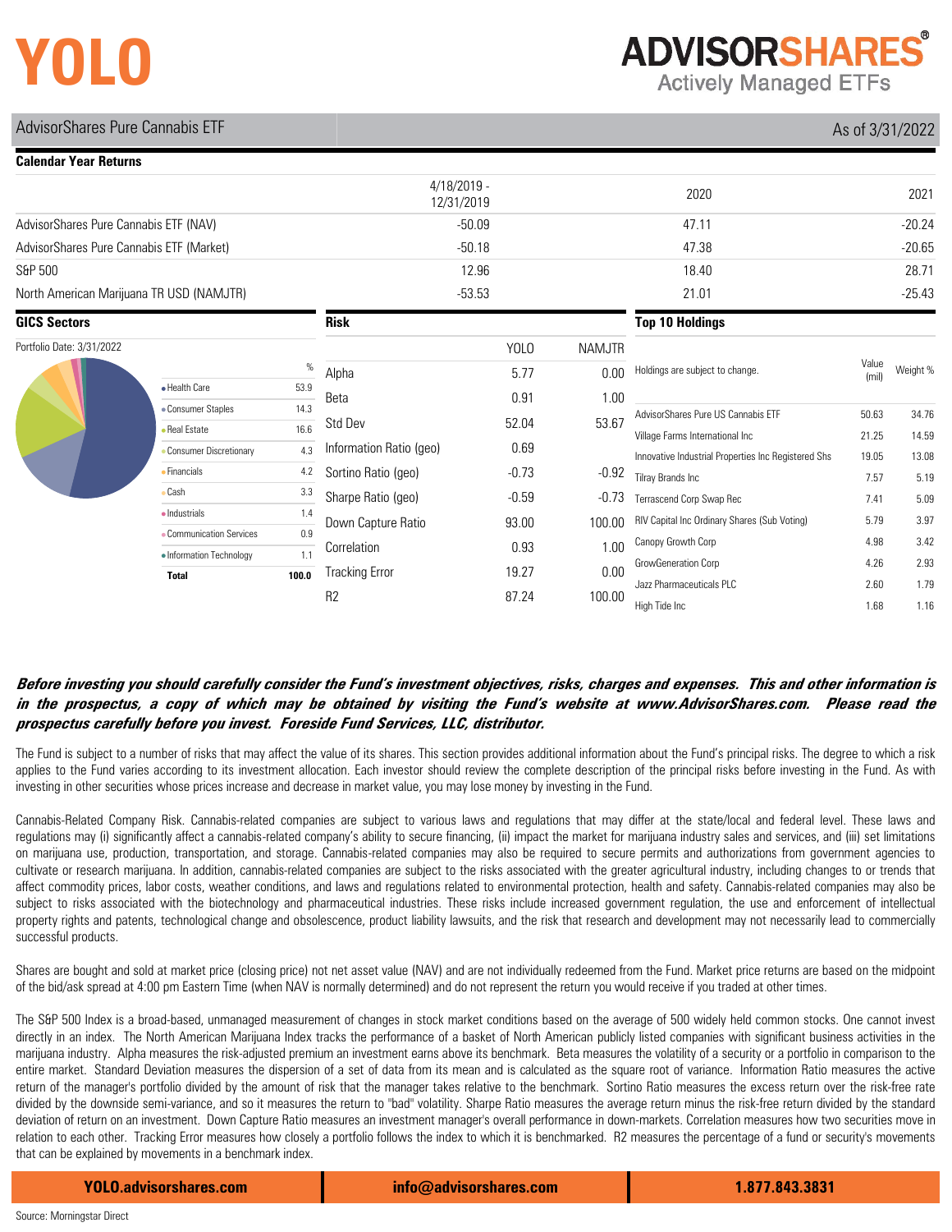# YOLO

**ADVISORSHARES**
Actively Managed ETFs

AdvisorShares Pure Cannabis ETF — As of 3/31/2022

## Calendar Year Returns

| | 4/18/2019 - 12/31/2019 | 2020 | 2021 |
|---|---|---|---|
| AdvisorShares Pure Cannabis ETF (NAV) | -50.09 | 47.11 | -20.24 |
| AdvisorShares Pure Cannabis ETF (Market) | -50.18 | 47.38 | -20.65 |
| S&P 500 | 12.96 | 18.40 | 28.71 |
| North American Marijuana TR USD (NAMJTR) | -53.53 | 21.01 | -25.43 |

## GICS Sectors

Portfolio Date: 3/31/2022

| | % |
|---|---|
| Health Care | 53.9 |
| Consumer Staples | 14.3 |
| Real Estate | 16.6 |
| Consumer Discretionary | 4.3 |
| Financials | 4.2 |
| Cash | 3.3 |
| Industrials | 1.4 |
| Communication Services | 0.9 |
| Information Technology | 1.1 |
| **Total** | **100.0** |

## Risk

| | YOLO | NAMJTR |
|---|---|---|
| Alpha | 5.77 | 0.00 |
| Beta | 0.91 | 1.00 |
| Std Dev | 52.04 | 53.67 |
| Information Ratio (geo) | 0.69 | |
| Sortino Ratio (geo) | -0.73 | -0.92 |
| Sharpe Ratio (geo) | -0.59 | -0.73 |
| Down Capture Ratio | 93.00 | 100.00 |
| Correlation | 0.93 | 1.00 |
| Tracking Error | 19.27 | 0.00 |
| R2 | 87.24 | 100.00 |

## Top 10 Holdings

| Holdings are subject to change. | Value (mil) | Weight % |
|---|---|---|
| AdvisorShares Pure US Cannabis ETF | 50.63 | 34.76 |
| Village Farms International Inc | 21.25 | 14.59 |
| Innovative Industrial Properties Inc Registered Shs | 19.05 | 13.08 |
| Tilray Brands Inc | 7.57 | 5.19 |
| Terrascend Corp Swap Rec | 7.41 | 5.09 |
| RIV Capital Inc Ordinary Shares (Sub Voting) | 5.79 | 3.97 |
| Canopy Growth Corp | 4.98 | 3.42 |
| GrowGeneration Corp | 4.26 | 2.93 |
| Jazz Pharmaceuticals PLC | 2.60 | 1.79 |
| High Tide Inc | 1.68 | 1.16 |

***Before investing you should carefully consider the Fund's investment objectives, risks, charges and expenses. This and other information is in the prospectus, a copy of which may be obtained by visiting the Fund's website at www.AdvisorShares.com. Please read the prospectus carefully before you invest. Foreside Fund Services, LLC, distributor.***

The Fund is subject to a number of risks that may affect the value of its shares. This section provides additional information about the Fund's principal risks. The degree to which a risk applies to the Fund varies according to its investment allocation. Each investor should review the complete description of the principal risks before investing in the Fund. As with investing in other securities whose prices increase and decrease in market value, you may lose money by investing in the Fund.

Cannabis-Related Company Risk. Cannabis-related companies are subject to various laws and regulations that may differ at the state/local and federal level. These laws and regulations may (i) significantly affect a cannabis-related company's ability to secure financing, (ii) impact the market for marijuana industry sales and services, and (iii) set limitations on marijuana use, production, transportation, and storage. Cannabis-related companies may also be required to secure permits and authorizations from government agencies to cultivate or research marijuana. In addition, cannabis-related companies are subject to the risks associated with the greater agricultural industry, including changes to or trends that affect commodity prices, labor costs, weather conditions, and laws and regulations related to environmental protection, health and safety. Cannabis-related companies may also be subject to risks associated with the biotechnology and pharmaceutical industries. These risks include increased government regulation, the use and enforcement of intellectual property rights and patents, technological change and obsolescence, product liability lawsuits, and the risk that research and development may not necessarily lead to commercially successful products.

Shares are bought and sold at market price (closing price) not net asset value (NAV) and are not individually redeemed from the Fund. Market price returns are based on the midpoint of the bid/ask spread at 4:00 pm Eastern Time (when NAV is normally determined) and do not represent the return you would receive if you traded at other times.

The S&P 500 Index is a broad-based, unmanaged measurement of changes in stock market conditions based on the average of 500 widely held common stocks. One cannot invest directly in an index. The North American Marijuana Index tracks the performance of a basket of North American publicly listed companies with significant business activities in the marijuana industry. Alpha measures the risk-adjusted premium an investment earns above its benchmark. Beta measures the volatility of a security or a portfolio in comparison to the entire market. Standard Deviation measures the dispersion of a set of data from its mean and is calculated as the square root of variance. Information Ratio measures the active return of the manager's portfolio divided by the amount of risk that the manager takes relative to the benchmark. Sortino Ratio measures the excess return over the risk-free rate divided by the downside semi-variance, and so it measures the return to "bad" volatility. Sharpe Ratio measures the average return minus the risk-free return divided by the standard deviation of return on an investment. Down Capture Ratio measures an investment manager's overall performance in down-markets. Correlation measures how two securities move in relation to each other. Tracking Error measures how closely a portfolio follows the index to which it is benchmarked. R2 measures the percentage of a fund or security's movements that can be explained by movements in a benchmark index.

**YOLO.advisorshares.com** | **info@advisorshares.com** | **1.877.843.3831**

Source: Morningstar Direct